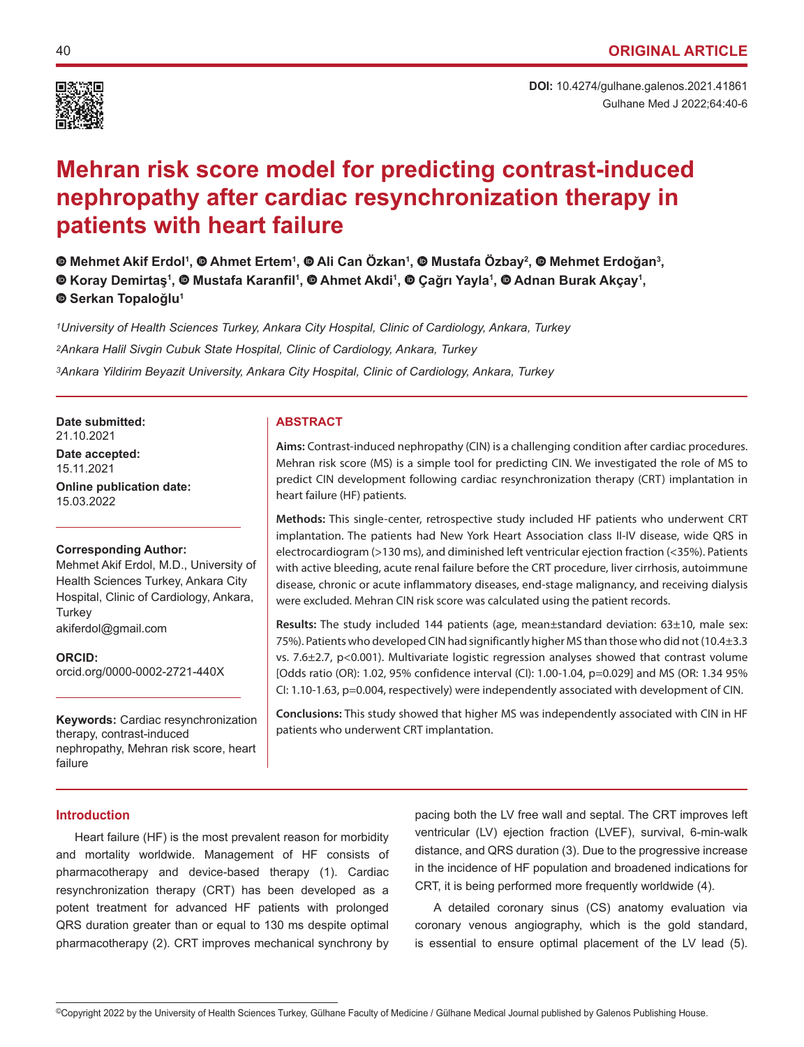ORIGINAL ARTICLE

**DOI:** 10.4274/gulhane.galenos.2021.41861

# Mehran risk score model for predicting contrast-induced nephropathy after cardiac resynchronization therapy in patients with heart failure

**Mehmet Akif Erdol[1], Ahmet Ertem[1], Ali Can Özkan[1], Mustafa Özbay[2], Mehmet Erdoğan[3], Koray Demirtaş[1], Mustafa Karanfil[1], Ahmet Akdi[1], Çağrı Yayla[1], Adnan Burak Akçay[1], Serkan Topaloğlu[1]**

*[1]University of Health Sciences Turkey, Ankara City Hospital, Clinic of Cardiology, Ankara, Turkey*

*[2]Ankara Halil Sivgin Cubuk State Hospital, Clinic of Cardiology, Ankara, Turkey*

*[3]Ankara Yildirim Beyazit University, Ankara City Hospital, Clinic of Cardiology, Ankara, Turkey*

**Date submitted:**
21.10.2021

**Date accepted:**
15.11.2021

**Online publication date:**
15.03.2022

**Corresponding Author:**
Mehmet Akif Erdol, M.D., University of Health Sciences Turkey, Ankara City Hospital, Clinic of Cardiology, Ankara, Turkey
akiferdol@gmail.com

**ORCID:**
orcid.org/0000-0002-2721-440X

**Keywords:** Cardiac resynchronization therapy, contrast-induced nephropathy, Mehran risk score, heart failure

## ABSTRACT

**Aims:** Contrast-induced nephropathy (CIN) is a challenging condition after cardiac procedures. Mehran risk score (MS) is a simple tool for predicting CIN. We investigated the role of MS to predict CIN development following cardiac resynchronization therapy (CRT) implantation in heart failure (HF) patients.

**Methods:** This single-center, retrospective study included HF patients who underwent CRT implantation. The patients had New York Heart Association class II-IV disease, wide QRS in electrocardiogram (>130 ms), and diminished left ventricular ejection fraction (<35%). Patients with active bleeding, acute renal failure before the CRT procedure, liver cirrhosis, autoimmune disease, chronic or acute inflammatory diseases, end-stage malignancy, and receiving dialysis were excluded. Mehran CIN risk score was calculated using the patient records.

**Results:** The study included 144 patients (age, mean±standard deviation: 63±10, male sex: 75%). Patients who developed CIN had significantly higher MS than those who did not (10.4±3.3 vs. 7.6±2.7, p<0.001). Multivariate logistic regression analyses showed that contrast volume [Odds ratio (OR): 1.02, 95% confidence interval (CI): 1.00-1.04, p=0.029] and MS (OR: 1.34 95% CI: 1.10-1.63, p=0.004, respectively) were independently associated with development of CIN.

**Conclusions:** This study showed that higher MS was independently associated with CIN in HF patients who underwent CRT implantation.

## Introduction

Heart failure (HF) is the most prevalent reason for morbidity and mortality worldwide. Management of HF consists of pharmacotherapy and device-based therapy (1). Cardiac resynchronization therapy (CRT) has been developed as a potent treatment for advanced HF patients with prolonged QRS duration greater than or equal to 130 ms despite optimal pharmacotherapy (2). CRT improves mechanical synchrony by pacing both the LV free wall and septal. The CRT improves left ventricular (LV) ejection fraction (LVEF), survival, 6-min-walk distance, and QRS duration (3). Due to the progressive increase in the incidence of HF population and broadened indications for CRT, it is being performed more frequently worldwide (4).

A detailed coronary sinus (CS) anatomy evaluation via coronary venous angiography, which is the gold standard, is essential to ensure optimal placement of the LV lead (5).

©Copyright 2022 by the University of Health Sciences Turkey, Gülhane Faculty of Medicine / Gülhane Medical Journal published by Galenos Publishing House.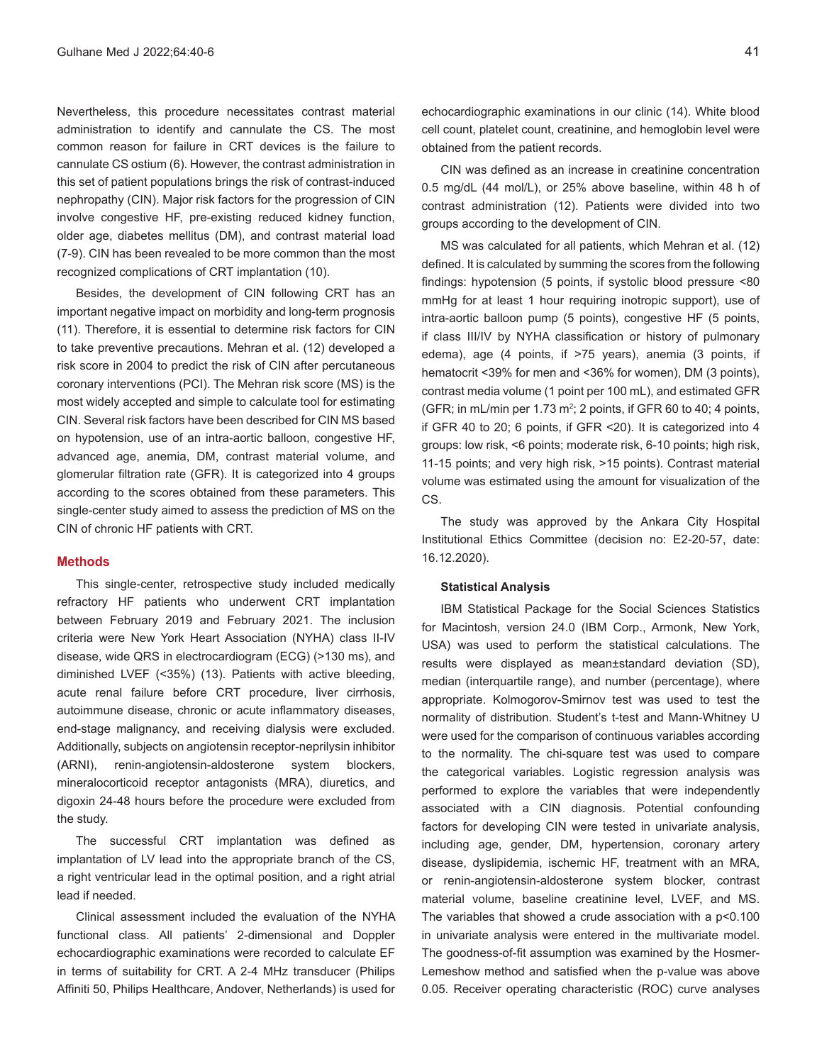Nevertheless, this procedure necessitates contrast material administration to identify and cannulate the CS. The most common reason for failure in CRT devices is the failure to cannulate CS ostium (6). However, the contrast administration in this set of patient populations brings the risk of contrast-induced nephropathy (CIN). Major risk factors for the progression of CIN involve congestive HF, pre-existing reduced kidney function, older age, diabetes mellitus (DM), and contrast material load (7-9). CIN has been revealed to be more common than the most recognized complications of CRT implantation (10).

Besides, the development of CIN following CRT has an important negative impact on morbidity and long-term prognosis (11). Therefore, it is essential to determine risk factors for CIN to take preventive precautions. Mehran et al. (12) developed a risk score in 2004 to predict the risk of CIN after percutaneous coronary interventions (PCI). The Mehran risk score (MS) is the most widely accepted and simple to calculate tool for estimating CIN. Several risk factors have been described for CIN MS based on hypotension, use of an intra-aortic balloon, congestive HF, advanced age, anemia, DM, contrast material volume, and glomerular filtration rate (GFR). It is categorized into 4 groups according to the scores obtained from these parameters. This single-center study aimed to assess the prediction of MS on the CIN of chronic HF patients with CRT.

## Methods

This single-center, retrospective study included medically refractory HF patients who underwent CRT implantation between February 2019 and February 2021. The inclusion criteria were New York Heart Association (NYHA) class II-IV disease, wide QRS in electrocardiogram (ECG) (>130 ms), and diminished LVEF (<35%) (13). Patients with active bleeding, acute renal failure before CRT procedure, liver cirrhosis, autoimmune disease, chronic or acute inflammatory diseases, end-stage malignancy, and receiving dialysis were excluded. Additionally, subjects on angiotensin receptor-neprilysin inhibitor (ARNI), renin-angiotensin-aldosterone system blockers, mineralocorticoid receptor antagonists (MRA), diuretics, and digoxin 24-48 hours before the procedure were excluded from the study.

The successful CRT implantation was defined as implantation of LV lead into the appropriate branch of the CS, a right ventricular lead in the optimal position, and a right atrial lead if needed.

Clinical assessment included the evaluation of the NYHA functional class. All patients' 2-dimensional and Doppler echocardiographic examinations were recorded to calculate EF in terms of suitability for CRT. A 2-4 MHz transducer (Philips Affiniti 50, Philips Healthcare, Andover, Netherlands) is used for echocardiographic examinations in our clinic (14). White blood cell count, platelet count, creatinine, and hemoglobin level were obtained from the patient records.

CIN was defined as an increase in creatinine concentration 0.5 mg/dL (44 mol/L), or 25% above baseline, within 48 h of contrast administration (12). Patients were divided into two groups according to the development of CIN.

MS was calculated for all patients, which Mehran et al. (12) defined. It is calculated by summing the scores from the following findings: hypotension (5 points, if systolic blood pressure <80 mmHg for at least 1 hour requiring inotropic support), use of intra-aortic balloon pump (5 points), congestive HF (5 points, if class III/IV by NYHA classification or history of pulmonary edema), age (4 points, if >75 years), anemia (3 points, if hematocrit <39% for men and <36% for women), DM (3 points), contrast media volume (1 point per 100 mL), and estimated GFR (GFR; in mL/min per 1.73 $m^2$; 2 points, if GFR 60 to 40; 4 points, if GFR 40 to 20; 6 points, if GFR <20). It is categorized into 4 groups: low risk, <6 points; moderate risk, 6-10 points; high risk, 11-15 points; and very high risk, >15 points). Contrast material volume was estimated using the amount for visualization of the CS.

The study was approved by the Ankara City Hospital Institutional Ethics Committee (decision no: E2-20-57, date: 16.12.2020).

### Statistical Analysis

IBM Statistical Package for the Social Sciences Statistics for Macintosh, version 24.0 (IBM Corp., Armonk, New York, USA) was used to perform the statistical calculations. The results were displayed as mean±standard deviation (SD), median (interquartile range), and number (percentage), where appropriate. Kolmogorov-Smirnov test was used to test the normality of distribution. Student's t-test and Mann-Whitney U were used for the comparison of continuous variables according to the normality. The chi-square test was used to compare the categorical variables. Logistic regression analysis was performed to explore the variables that were independently associated with a CIN diagnosis. Potential confounding factors for developing CIN were tested in univariate analysis, including age, gender, DM, hypertension, coronary artery disease, dyslipidemia, ischemic HF, treatment with an MRA, or renin-angiotensin-aldosterone system blocker, contrast material volume, baseline creatinine level, LVEF, and MS. The variables that showed a crude association with a p<0.100 in univariate analysis were entered in the multivariate model. The goodness-of-fit assumption was examined by the Hosmer-Lemeshow method and satisfied when the p-value was above 0.05. Receiver operating characteristic (ROC) curve analyses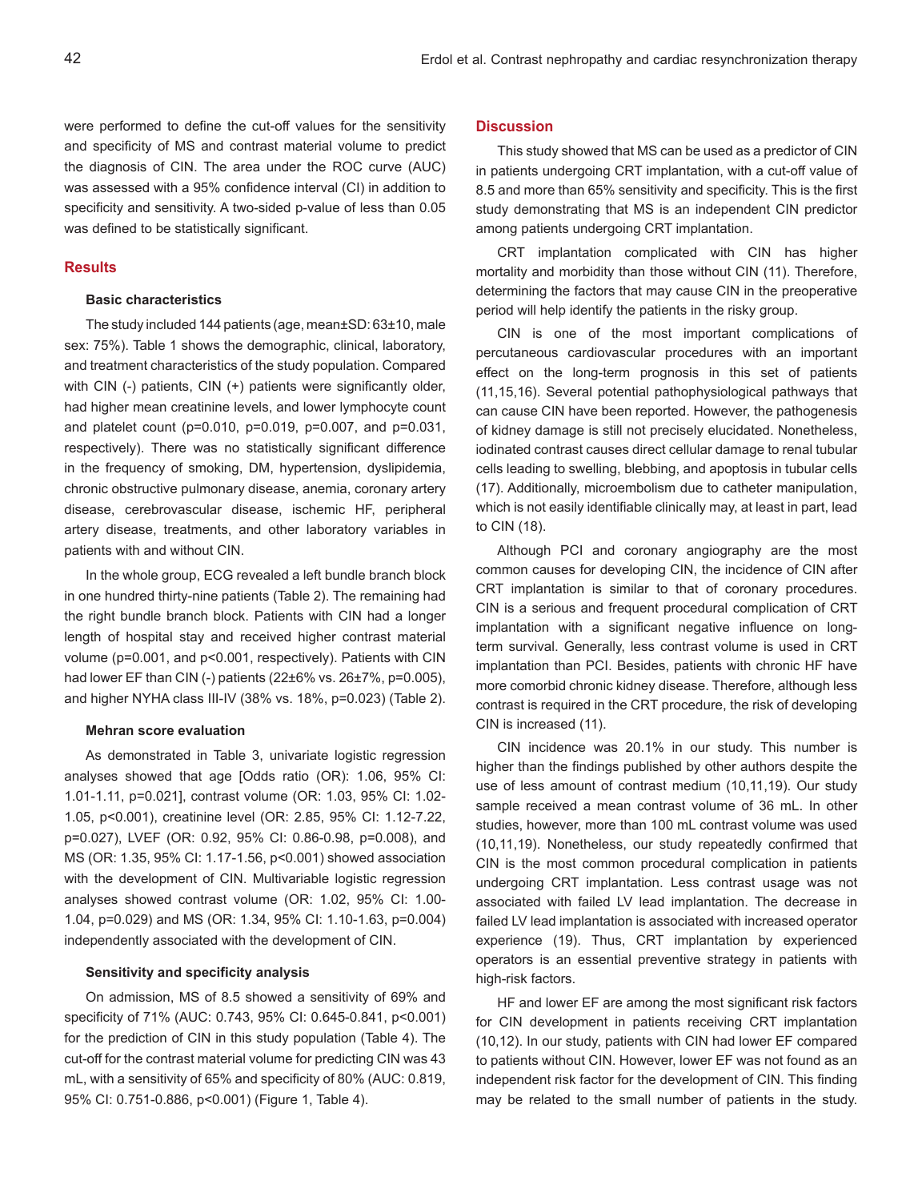were performed to define the cut-off values for the sensitivity and specificity of MS and contrast material volume to predict the diagnosis of CIN. The area under the ROC curve (AUC) was assessed with a 95% confidence interval (CI) in addition to specificity and sensitivity. A two-sided p-value of less than 0.05 was defined to be statistically significant.

## Results

### Basic characteristics

The study included 144 patients (age, mean±SD: 63±10, male sex: 75%). Table 1 shows the demographic, clinical, laboratory, and treatment characteristics of the study population. Compared with CIN (-) patients, CIN (+) patients were significantly older, had higher mean creatinine levels, and lower lymphocyte count and platelet count (p=0.010, p=0.019, p=0.007, and p=0.031, respectively). There was no statistically significant difference in the frequency of smoking, DM, hypertension, dyslipidemia, chronic obstructive pulmonary disease, anemia, coronary artery disease, cerebrovascular disease, ischemic HF, peripheral artery disease, treatments, and other laboratory variables in patients with and without CIN.

In the whole group, ECG revealed a left bundle branch block in one hundred thirty-nine patients (Table 2). The remaining had the right bundle branch block. Patients with CIN had a longer length of hospital stay and received higher contrast material volume (p=0.001, and p<0.001, respectively). Patients with CIN had lower EF than CIN (-) patients (22±6% vs. 26±7%, p=0.005), and higher NYHA class III-IV (38% vs. 18%, p=0.023) (Table 2).

### Mehran score evaluation

As demonstrated in Table 3, univariate logistic regression analyses showed that age [Odds ratio (OR): 1.06, 95% CI: 1.01-1.11, p=0.021], contrast volume (OR: 1.03, 95% CI: 1.02-1.05, p<0.001), creatinine level (OR: 2.85, 95% CI: 1.12-7.22, p=0.027), LVEF (OR: 0.92, 95% CI: 0.86-0.98, p=0.008), and MS (OR: 1.35, 95% CI: 1.17-1.56, p<0.001) showed association with the development of CIN. Multivariable logistic regression analyses showed contrast volume (OR: 1.02, 95% CI: 1.00-1.04, p=0.029) and MS (OR: 1.34, 95% CI: 1.10-1.63, p=0.004) independently associated with the development of CIN.

### Sensitivity and specificity analysis

On admission, MS of 8.5 showed a sensitivity of 69% and specificity of 71% (AUC: 0.743, 95% CI: 0.645-0.841, p<0.001) for the prediction of CIN in this study population (Table 4). The cut-off for the contrast material volume for predicting CIN was 43 mL, with a sensitivity of 65% and specificity of 80% (AUC: 0.819, 95% CI: 0.751-0.886, p<0.001) (Figure 1, Table 4).

## Discussion

This study showed that MS can be used as a predictor of CIN in patients undergoing CRT implantation, with a cut-off value of 8.5 and more than 65% sensitivity and specificity. This is the first study demonstrating that MS is an independent CIN predictor among patients undergoing CRT implantation.

CRT implantation complicated with CIN has higher mortality and morbidity than those without CIN (11). Therefore, determining the factors that may cause CIN in the preoperative period will help identify the patients in the risky group.

CIN is one of the most important complications of percutaneous cardiovascular procedures with an important effect on the long-term prognosis in this set of patients (11,15,16). Several potential pathophysiological pathways that can cause CIN have been reported. However, the pathogenesis of kidney damage is still not precisely elucidated. Nonetheless, iodinated contrast causes direct cellular damage to renal tubular cells leading to swelling, blebbing, and apoptosis in tubular cells (17). Additionally, microembolism due to catheter manipulation, which is not easily identifiable clinically may, at least in part, lead to CIN (18).

Although PCI and coronary angiography are the most common causes for developing CIN, the incidence of CIN after CRT implantation is similar to that of coronary procedures. CIN is a serious and frequent procedural complication of CRT implantation with a significant negative influence on long-term survival. Generally, less contrast volume is used in CRT implantation than PCI. Besides, patients with chronic HF have more comorbid chronic kidney disease. Therefore, although less contrast is required in the CRT procedure, the risk of developing CIN is increased (11).

CIN incidence was 20.1% in our study. This number is higher than the findings published by other authors despite the use of less amount of contrast medium (10,11,19). Our study sample received a mean contrast volume of 36 mL. In other studies, however, more than 100 mL contrast volume was used (10,11,19). Nonetheless, our study repeatedly confirmed that CIN is the most common procedural complication in patients undergoing CRT implantation. Less contrast usage was not associated with failed LV lead implantation. The decrease in failed LV lead implantation is associated with increased operator experience (19). Thus, CRT implantation by experienced operators is an essential preventive strategy in patients with high-risk factors.

HF and lower EF are among the most significant risk factors for CIN development in patients receiving CRT implantation (10,12). In our study, patients with CIN had lower EF compared to patients without CIN. However, lower EF was not found as an independent risk factor for the development of CIN. This finding may be related to the small number of patients in the study.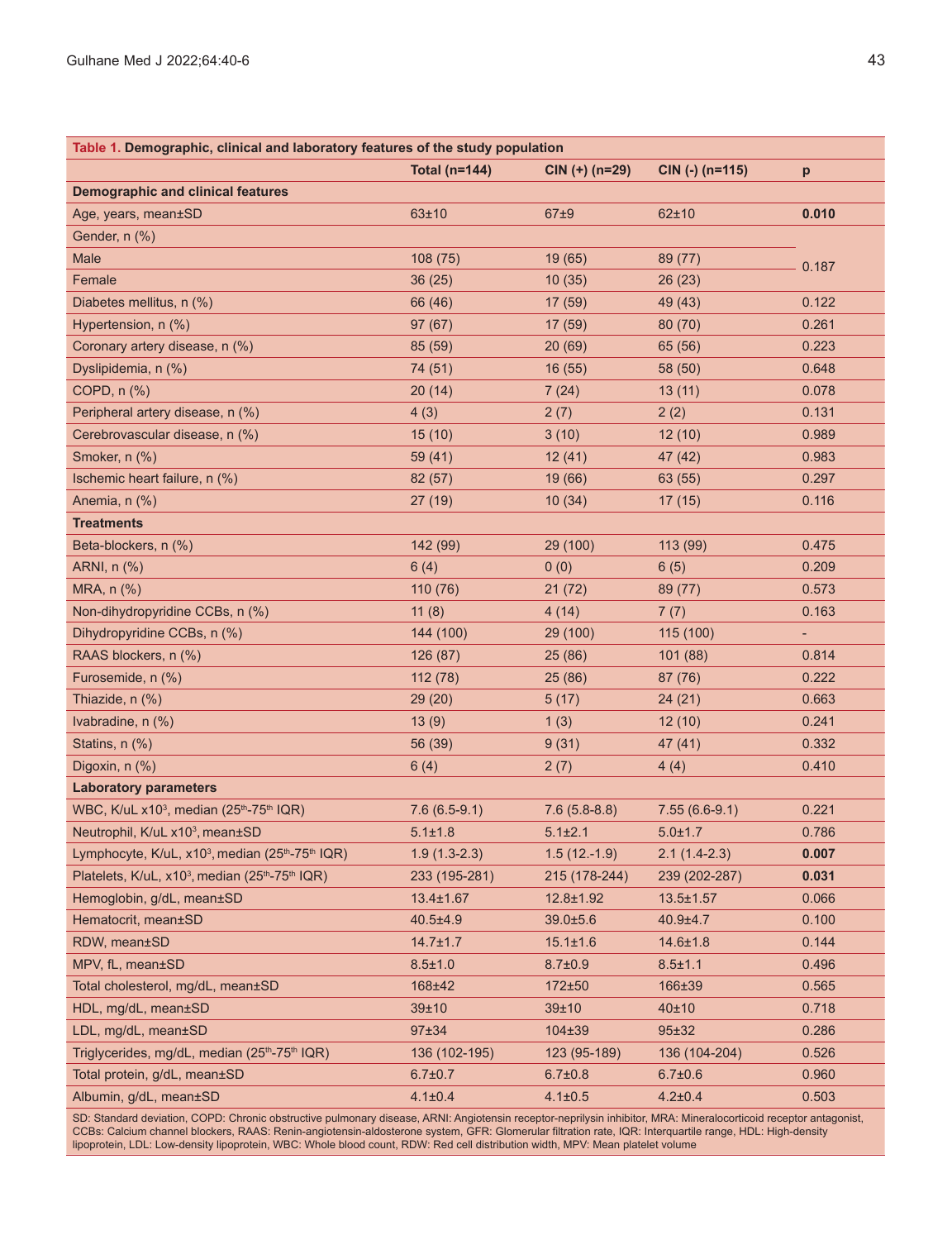**Table 1. Demographic, clinical and laboratory features of the study population**

| | Total (n=144) | CIN (+) (n=29) | CIN (-) (n=115) | p |
|---|---|---|---|---|
| **Demographic and clinical features** | | | | |
| Age, years, mean±SD | 63±10 | 67±9 | 62±10 | **0.010** |
| Gender, n (%) | | | | |
| Male | 108 (75) | 19 (65) | 89 (77) | 0.187 |
| Female | 36 (25) | 10 (35) | 26 (23) | |
| Diabetes mellitus, n (%) | 66 (46) | 17 (59) | 49 (43) | 0.122 |
| Hypertension, n (%) | 97 (67) | 17 (59) | 80 (70) | 0.261 |
| Coronary artery disease, n (%) | 85 (59) | 20 (69) | 65 (56) | 0.223 |
| Dyslipidemia, n (%) | 74 (51) | 16 (55) | 58 (50) | 0.648 |
| COPD, n (%) | 20 (14) | 7 (24) | 13 (11) | 0.078 |
| Peripheral artery disease, n (%) | 4 (3) | 2 (7) | 2 (2) | 0.131 |
| Cerebrovascular disease, n (%) | 15 (10) | 3 (10) | 12 (10) | 0.989 |
| Smoker, n (%) | 59 (41) | 12 (41) | 47 (42) | 0.983 |
| Ischemic heart failure, n (%) | 82 (57) | 19 (66) | 63 (55) | 0.297 |
| Anemia, n (%) | 27 (19) | 10 (34) | 17 (15) | 0.116 |
| **Treatments** | | | | |
| Beta-blockers, n (%) | 142 (99) | 29 (100) | 113 (99) | 0.475 |
| ARNI, n (%) | 6 (4) | 0 (0) | 6 (5) | 0.209 |
| MRA, n (%) | 110 (76) | 21 (72) | 89 (77) | 0.573 |
| Non-dihydropyridine CCBs, n (%) | 11 (8) | 4 (14) | 7 (7) | 0.163 |
| Dihydropyridine CCBs, n (%) | 144 (100) | 29 (100) | 115 (100) | - |
| RAAS blockers, n (%) | 126 (87) | 25 (86) | 101 (88) | 0.814 |
| Furosemide, n (%) | 112 (78) | 25 (86) | 87 (76) | 0.222 |
| Thiazide, n (%) | 29 (20) | 5 (17) | 24 (21) | 0.663 |
| Ivabradine, n (%) | 13 (9) | 1 (3) | 12 (10) | 0.241 |
| Statins, n (%) | 56 (39) | 9 (31) | 47 (41) | 0.332 |
| Digoxin, n (%) | 6 (4) | 2 (7) | 4 (4) | 0.410 |
| **Laboratory parameters** | | | | |
| WBC, K/uL x$10^3$, median (25th-75th IQR) | 7.6 (6.5-9.1) | 7.6 (5.8-8.8) | 7.55 (6.6-9.1) | 0.221 |
| Neutrophil, K/uL x$10^3$, mean±SD | 5.1±1.8 | 5.1±2.1 | 5.0±1.7 | 0.786 |
| Lymphocyte, K/uL, x$10^3$, median (25th-75th IQR) | 1.9 (1.3-2.3) | 1.5 (12.-1.9) | 2.1 (1.4-2.3) | **0.007** |
| Platelets, K/uL, x$10^3$, median (25th-75th IQR) | 233 (195-281) | 215 (178-244) | 239 (202-287) | **0.031** |
| Hemoglobin, g/dL, mean±SD | 13.4±1.67 | 12.8±1.92 | 13.5±1.57 | 0.066 |
| Hematocrit, mean±SD | 40.5±4.9 | 39.0±5.6 | 40.9±4.7 | 0.100 |
| RDW, mean±SD | 14.7±1.7 | 15.1±1.6 | 14.6±1.8 | 0.144 |
| MPV, fL, mean±SD | 8.5±1.0 | 8.7±0.9 | 8.5±1.1 | 0.496 |
| Total cholesterol, mg/dL, mean±SD | 168±42 | 172±50 | 166±39 | 0.565 |
| HDL, mg/dL, mean±SD | 39±10 | 39±10 | 40±10 | 0.718 |
| LDL, mg/dL, mean±SD | 97±34 | 104±39 | 95±32 | 0.286 |
| Triglycerides, mg/dL, median (25th-75th IQR) | 136 (102-195) | 123 (95-189) | 136 (104-204) | 0.526 |
| Total protein, g/dL, mean±SD | 6.7±0.7 | 6.7±0.8 | 6.7±0.6 | 0.960 |
| Albumin, g/dL, mean±SD | 4.1±0.4 | 4.1±0.5 | 4.2±0.4 | 0.503 |

SD: Standard deviation, COPD: Chronic obstructive pulmonary disease, ARNI: Angiotensin receptor-neprilysin inhibitor, MRA: Mineralocorticoid receptor antagonist, CCBs: Calcium channel blockers, RAAS: Renin-angiotensin-aldosterone system, GFR: Glomerular filtration rate, IQR: Interquartile range, HDL: High-density lipoprotein, LDL: Low-density lipoprotein, WBC: Whole blood count, RDW: Red cell distribution width, MPV: Mean platelet volume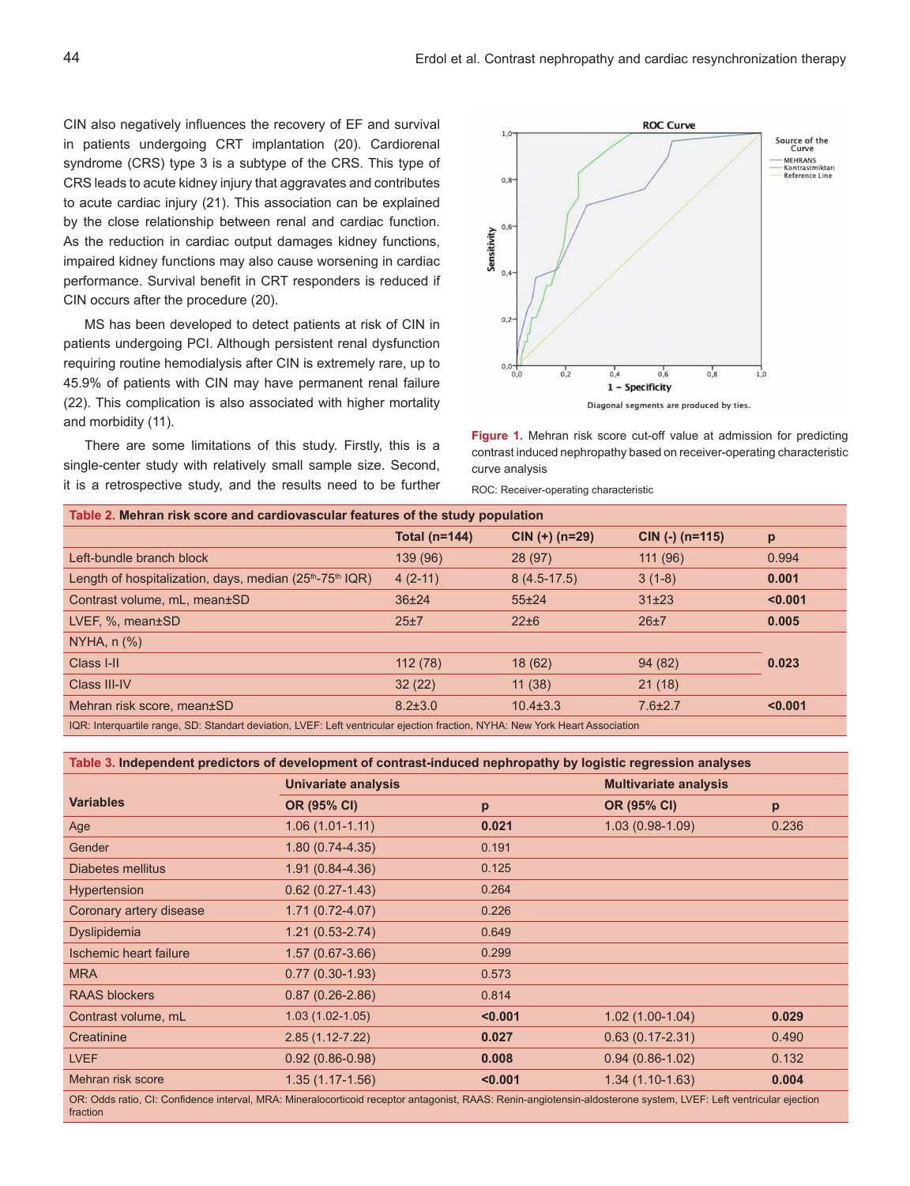CIN also negatively influences the recovery of EF and survival in patients undergoing CRT implantation (20). Cardiorenal syndrome (CRS) type 3 is a subtype of the CRS. This type of CRS leads to acute kidney injury that aggravates and contributes to acute cardiac injury (21). This association can be explained by the close relationship between renal and cardiac function. As the reduction in cardiac output damages kidney functions, impaired kidney functions may also cause worsening in cardiac performance. Survival benefit in CRT responders is reduced if CIN occurs after the procedure (20).

MS has been developed to detect patients at risk of CIN in patients undergoing PCI. Although persistent renal dysfunction requiring routine hemodialysis after CIN is extremely rare, up to 45.9% of patients with CIN may have permanent renal failure (22). This complication is also associated with higher mortality and morbidity (11).

There are some limitations of this study. Firstly, this is a single-center study with relatively small sample size. Second, it is a retrospective study, and the results need to be further

**Figure 1.** Mehran risk score cut-off value at admission for predicting contrast induced nephropathy based on receiver-operating characteristic curve analysis

ROC: Receiver-operating characteristic

**Table 2. Mehran risk score and cardiovascular features of the study population**

| | Total (n=144) | CIN (+) (n=29) | CIN (-) (n=115) | p |
|---|---|---|---|---|
| Left-bundle branch block | 139 (96) | 28 (97) | 111 (96) | 0.994 |
| Length of hospitalization, days, median (25th-75th IQR) | 4 (2-11) | 8 (4.5-17.5) | 3 (1-8) | **0.001** |
| Contrast volume, mL, mean±SD | 36±24 | 55±24 | 31±23 | **<0.001** |
| LVEF, %, mean±SD | 25±7 | 22±6 | 26±7 | **0.005** |
| NYHA, n (%) | | | | |
| Class I-II | 112 (78) | 18 (62) | 94 (82) | **0.023** |
| Class III-IV | 32 (22) | 11 (38) | 21 (18) | |
| Mehran risk score, mean±SD | 8.2±3.0 | 10.4±3.3 | 7.6±2.7 | **<0.001** |

IQR: Interquartile range, SD: Standart deviation, LVEF: Left ventricular ejection fraction, NYHA: New York Heart Association

**Table 3. Independent predictors of development of contrast-induced nephropathy by logistic regression analyses**

| Variables | Univariate analysis | | Multivariate analysis | |
|---|---|---|---|---|
| | OR (95% CI) | p | OR (95% CI) | p |
| Age | 1.06 (1.01-1.11) | **0.021** | 1.03 (0.98-1.09) | 0.236 |
| Gender | 1.80 (0.74-4.35) | 0.191 | | |
| Diabetes mellitus | 1.91 (0.84-4.36) | 0.125 | | |
| Hypertension | 0.62 (0.27-1.43) | 0.264 | | |
| Coronary artery disease | 1.71 (0.72-4.07) | 0.226 | | |
| Dyslipidemia | 1.21 (0.53-2.74) | 0.649 | | |
| Ischemic heart failure | 1.57 (0.67-3.66) | 0.299 | | |
| MRA | 0.77 (0.30-1.93) | 0.573 | | |
| RAAS blockers | 0.87 (0.26-2.86) | 0.814 | | |
| Contrast volume, mL | 1.03 (1.02-1.05) | **<0.001** | 1.02 (1.00-1.04) | **0.029** |
| Creatinine | 2.85 (1.12-7.22) | **0.027** | 0.63 (0.17-2.31) | 0.490 |
| LVEF | 0.92 (0.86-0.98) | **0.008** | 0.94 (0.86-1.02) | 0.132 |
| Mehran risk score | 1.35 (1.17-1.56) | **<0.001** | 1.34 (1.10-1.63) | **0.004** |

OR: Odds ratio, CI: Confidence interval, MRA: Mineralocorticoid receptor antagonist, RAAS: Renin-angiotensin-aldosterone system, LVEF: Left ventricular ejection fraction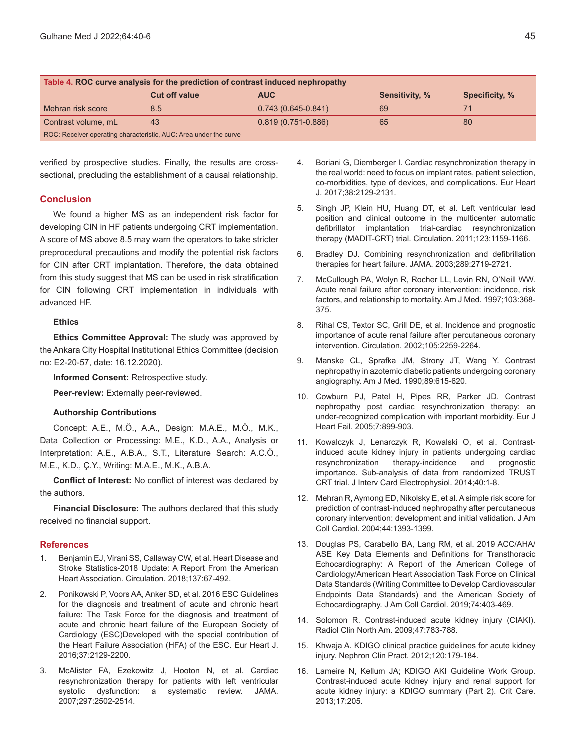**Table 4. ROC curve analysis for the prediction of contrast induced nephropathy**

| | Cut off value | AUC | Sensitivity, % | Specificity, % |
|---|---|---|---|---|
| Mehran risk score | 8.5 | 0.743 (0.645-0.841) | 69 | 71 |
| Contrast volume, mL | 43 | 0.819 (0.751-0.886) | 65 | 80 |

ROC: Receiver operating characteristic, AUC: Area under the curve

verified by prospective studies. Finally, the results are cross-sectional, precluding the establishment of a causal relationship.

## Conclusion

We found a higher MS as an independent risk factor for developing CIN in HF patients undergoing CRT implementation. A score of MS above 8.5 may warn the operators to take stricter preprocedural precautions and modify the potential risk factors for CIN after CRT implantation. Therefore, the data obtained from this study suggest that MS can be used in risk stratification for CIN following CRT implementation in individuals with advanced HF.

### Ethics

**Ethics Committee Approval:** The study was approved by the Ankara City Hospital Institutional Ethics Committee (decision no: E2-20-57, date: 16.12.2020).

**Informed Consent:** Retrospective study.

**Peer-review:** Externally peer-reviewed.

### Authorship Contributions

Concept: A.E., M.Ö., A.A., Design: M.A.E., M.Ö., M.K., Data Collection or Processing: M.E., K.D., A.A., Analysis or Interpretation: A.E., A.B.A., S.T., Literature Search: A.C.Ö., M.E., K.D., Ç.Y., Writing: M.A.E., M.K., A.B.A.

**Conflict of Interest:** No conflict of interest was declared by the authors.

**Financial Disclosure:** The authors declared that this study received no financial support.

## References

1. Benjamin EJ, Virani SS, Callaway CW, et al. Heart Disease and Stroke Statistics-2018 Update: A Report From the American Heart Association. Circulation. 2018;137:67-492.
2. Ponikowski P, Voors AA, Anker SD, et al. 2016 ESC Guidelines for the diagnosis and treatment of acute and chronic heart failure: The Task Force for the diagnosis and treatment of acute and chronic heart failure of the European Society of Cardiology (ESC)Developed with the special contribution of the Heart Failure Association (HFA) of the ESC. Eur Heart J. 2016;37:2129-2200.
3. McAlister FA, Ezekowitz J, Hooton N, et al. Cardiac resynchronization therapy for patients with left ventricular systolic dysfunction: a systematic review. JAMA. 2007;297:2502-2514.
4. Boriani G, Diemberger I. Cardiac resynchronization therapy in the real world: need to focus on implant rates, patient selection, co-morbidities, type of devices, and complications. Eur Heart J. 2017;38:2129-2131.
5. Singh JP, Klein HU, Huang DT, et al. Left ventricular lead position and clinical outcome in the multicenter automatic defibrillator implantation trial-cardiac resynchronization therapy (MADIT-CRT) trial. Circulation. 2011;123:1159-1166.
6. Bradley DJ. Combining resynchronization and defibrillation therapies for heart failure. JAMA. 2003;289:2719-2721.
7. McCullough PA, Wolyn R, Rocher LL, Levin RN, O'Neill WW. Acute renal failure after coronary intervention: incidence, risk factors, and relationship to mortality. Am J Med. 1997;103:368-375.
8. Rihal CS, Textor SC, Grill DE, et al. Incidence and prognostic importance of acute renal failure after percutaneous coronary intervention. Circulation. 2002;105:2259-2264.
9. Manske CL, Sprafka JM, Strony JT, Wang Y. Contrast nephropathy in azotemic diabetic patients undergoing coronary angiography. Am J Med. 1990;89:615-620.
10. Cowburn PJ, Patel H, Pipes RR, Parker JD. Contrast nephropathy post cardiac resynchronization therapy: an under-recognized complication with important morbidity. Eur J Heart Fail. 2005;7:899-903.
11. Kowalczyk J, Lenarczyk R, Kowalski O, et al. Contrast-induced acute kidney injury in patients undergoing cardiac resynchronization therapy-incidence and prognostic importance. Sub-analysis of data from randomized TRUST CRT trial. J Interv Card Electrophysiol. 2014;40:1-8.
12. Mehran R, Aymong ED, Nikolsky E, et al. A simple risk score for prediction of contrast-induced nephropathy after percutaneous coronary intervention: development and initial validation. J Am Coll Cardiol. 2004;44:1393-1399.
13. Douglas PS, Carabello BA, Lang RM, et al. 2019 ACC/AHA/ASE Key Data Elements and Definitions for Transthoracic Echocardiography: A Report of the American College of Cardiology/American Heart Association Task Force on Clinical Data Standards (Writing Committee to Develop Cardiovascular Endpoints Data Standards) and the American Society of Echocardiography. J Am Coll Cardiol. 2019;74:403-469.
14. Solomon R. Contrast-induced acute kidney injury (CIAKI). Radiol Clin North Am. 2009;47:783-788.
15. Khwaja A. KDIGO clinical practice guidelines for acute kidney injury. Nephron Clin Pract. 2012;120:179-184.
16. Lameire N, Kellum JA; KDIGO AKI Guideline Work Group. Contrast-induced acute kidney injury and renal support for acute kidney injury: a KDIGO summary (Part 2). Crit Care. 2013;17:205.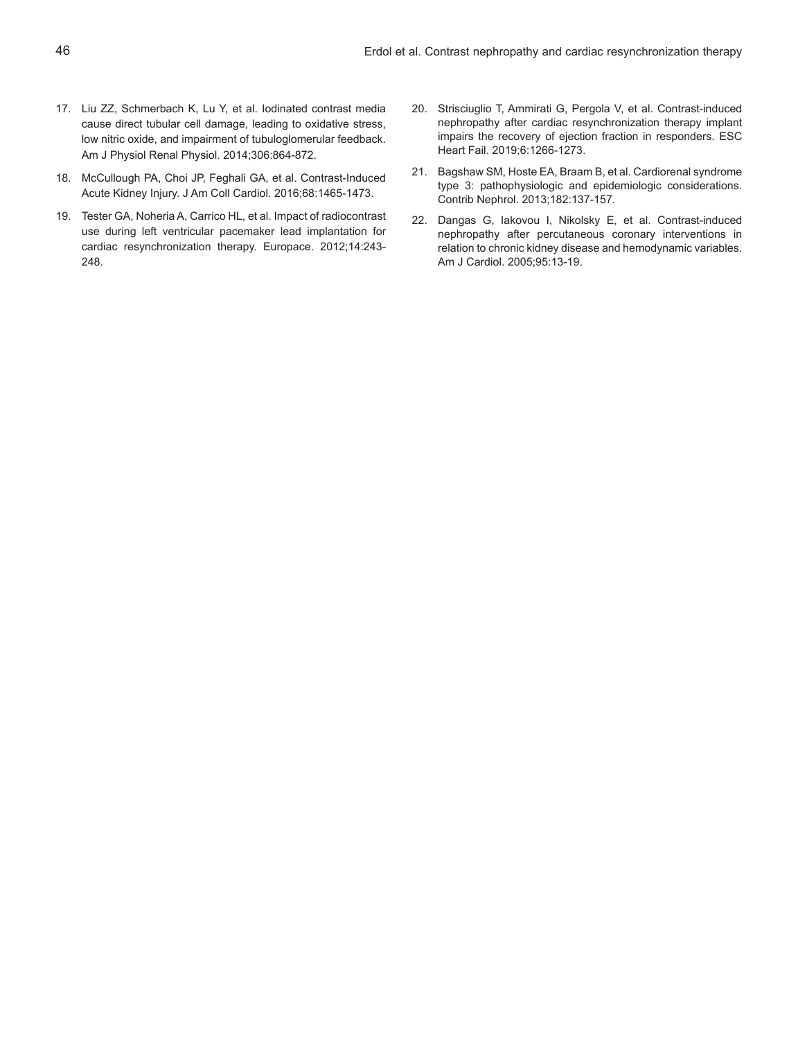17. Liu ZZ, Schmerbach K, Lu Y, et al. Iodinated contrast media cause direct tubular cell damage, leading to oxidative stress, low nitric oxide, and impairment of tubuloglomerular feedback. Am J Physiol Renal Physiol. 2014;306:864-872.
18. McCullough PA, Choi JP, Feghali GA, et al. Contrast-Induced Acute Kidney Injury. J Am Coll Cardiol. 2016;68:1465-1473.
19. Tester GA, Noheria A, Carrico HL, et al. Impact of radiocontrast use during left ventricular pacemaker lead implantation for cardiac resynchronization therapy. Europace. 2012;14:243-248.
20. Strisciuglio T, Ammirati G, Pergola V, et al. Contrast-induced nephropathy after cardiac resynchronization therapy implant impairs the recovery of ejection fraction in responders. ESC Heart Fail. 2019;6:1266-1273.
21. Bagshaw SM, Hoste EA, Braam B, et al. Cardiorenal syndrome type 3: pathophysiologic and epidemiologic considerations. Contrib Nephrol. 2013;182:137-157.
22. Dangas G, Iakovou I, Nikolsky E, et al. Contrast-induced nephropathy after percutaneous coronary interventions in relation to chronic kidney disease and hemodynamic variables. Am J Cardiol. 2005;95:13-19.